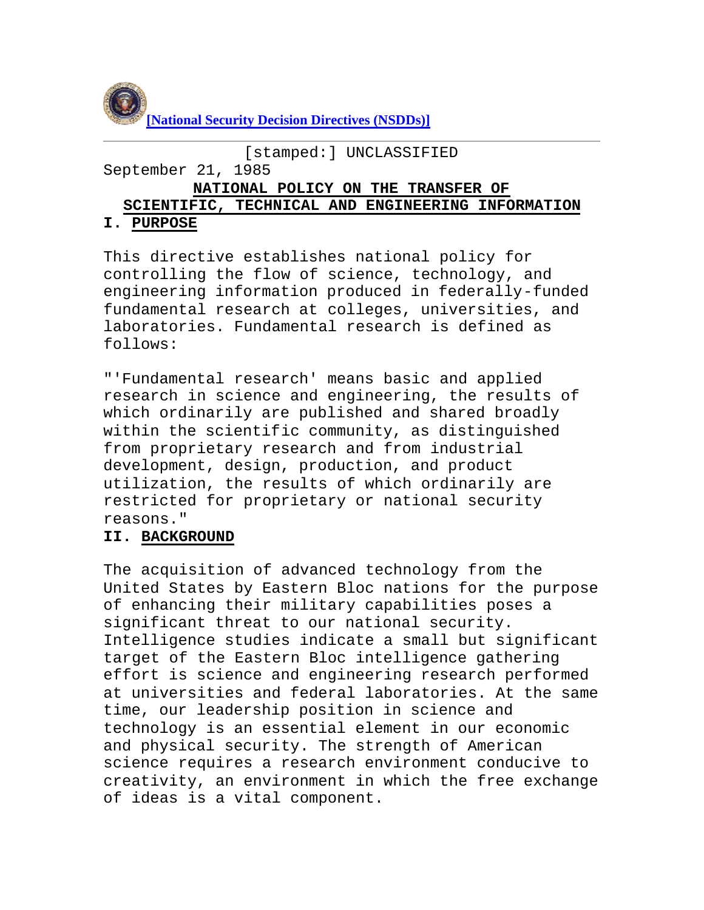[National Security Decision Directives (NSDDs)]

---

[stamped:] UNCLASSIFIED

September 21, 1985

# NATIONAL POLICY ON THE TRANSFER OF SCIENTIFIC, TECHNICAL AND ENGINEERING INFORMATION

## I. PURPOSE

This directive establishes national policy for controlling the flow of science, technology, and engineering information produced in federally-funded fundamental research at colleges, universities, and laboratories. Fundamental research is defined as follows:

"'Fundamental research' means basic and applied research in science and engineering, the results of which ordinarily are published and shared broadly within the scientific community, as distinguished from proprietary research and from industrial development, design, production, and product utilization, the results of which ordinarily are restricted for proprietary or national security reasons."

## II. BACKGROUND

The acquisition of advanced technology from the United States by Eastern Bloc nations for the purpose of enhancing their military capabilities poses a significant threat to our national security. Intelligence studies indicate a small but significant target of the Eastern Bloc intelligence gathering effort is science and engineering research performed at universities and federal laboratories. At the same time, our leadership position in science and technology is an essential element in our economic and physical security. The strength of American science requires a research environment conducive to creativity, an environment in which the free exchange of ideas is a vital component.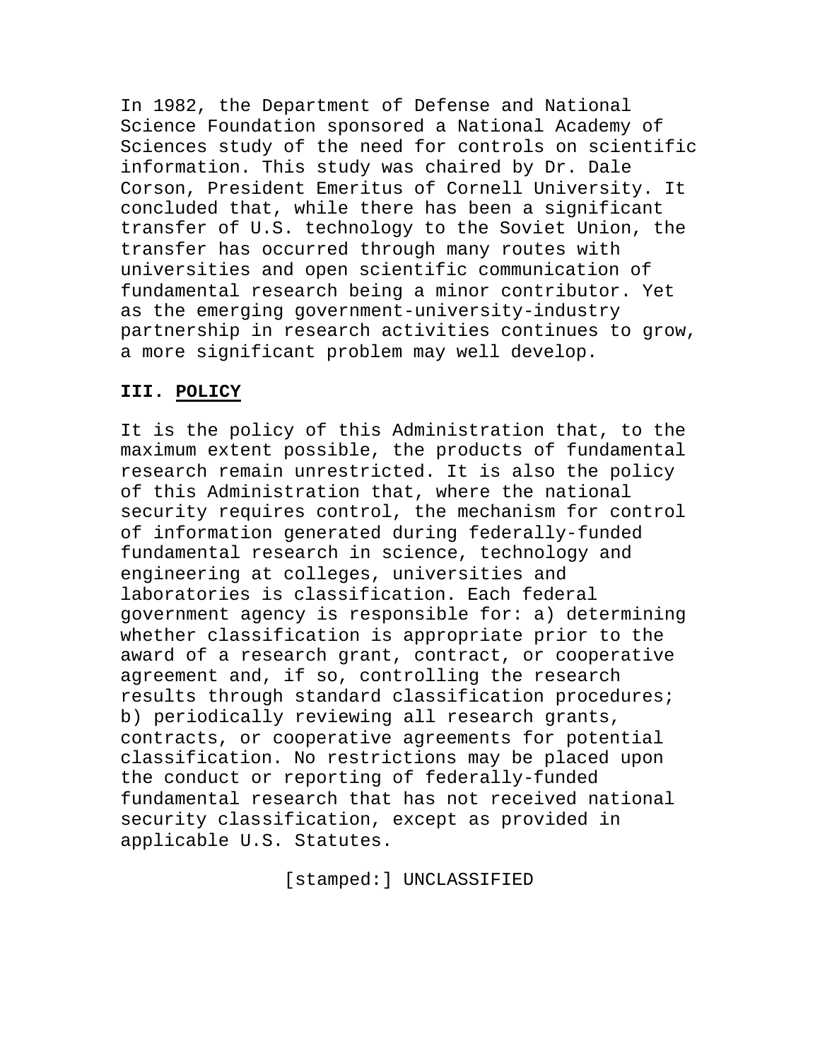In 1982, the Department of Defense and National Science Foundation sponsored a National Academy of Sciences study of the need for controls on scientific information. This study was chaired by Dr. Dale Corson, President Emeritus of Cornell University. It concluded that, while there has been a significant transfer of U.S. technology to the Soviet Union, the transfer has occurred through many routes with universities and open scientific communication of fundamental research being a minor contributor. Yet as the emerging government-university-industry partnership in research activities continues to grow, a more significant problem may well develop.

## III. POLICY

It is the policy of this Administration that, to the maximum extent possible, the products of fundamental research remain unrestricted. It is also the policy of this Administration that, where the national security requires control, the mechanism for control of information generated during federally-funded fundamental research in science, technology and engineering at colleges, universities and laboratories is classification. Each federal government agency is responsible for: a) determining whether classification is appropriate prior to the award of a research grant, contract, or cooperative agreement and, if so, controlling the research results through standard classification procedures; b) periodically reviewing all research grants, contracts, or cooperative agreements for potential classification. No restrictions may be placed upon the conduct or reporting of federally-funded fundamental research that has not received national security classification, except as provided in applicable U.S. Statutes.

[stamped:] UNCLASSIFIED